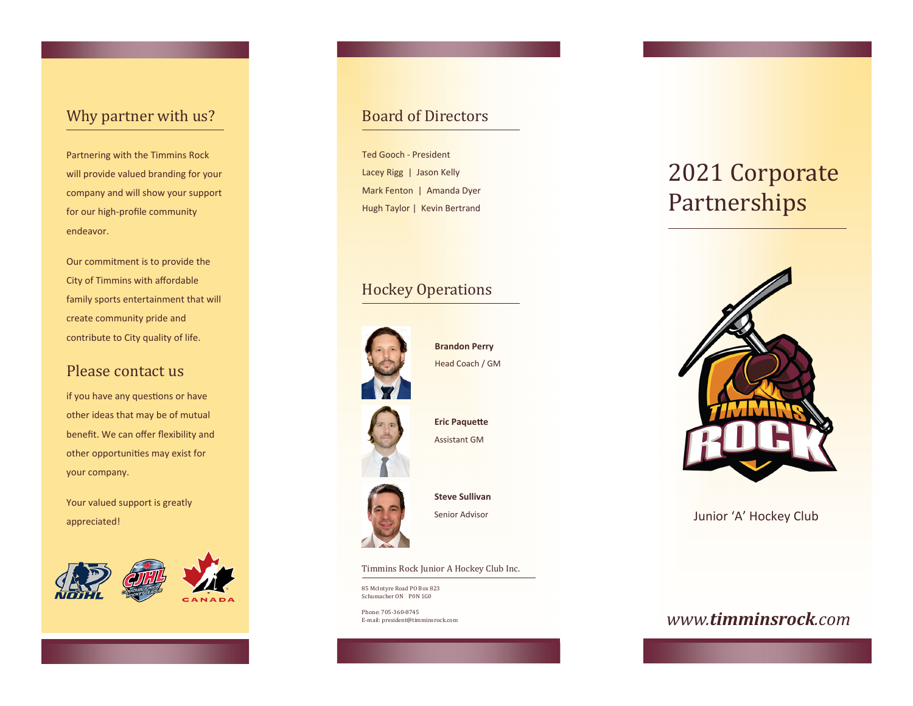## Why partner with us?

Partnering with the Timmins Rock will provide valued branding for your company and will show your support for our high-profile community endeavor.

Our commitment is to provide the City of Timmins with affordable family sports entertainment that will create community pride and contribute to City quality of life.

## Please contact us

if you have any questions or have other ideas that may be of mutual benefit. We can offer flexibility and other opportunities may exist for your company.

Your valued support is greatly appreciated!

## Board of Directors

Ted Gooch - President

Lacey Rigg | Jason Kelly

Mark Fenton | Amanda Dyer

Hugh Taylor | Kevin Bertrand

## Hockey Operations

**Brandon Perry**
Head Coach / GM

**Eric Paquette**
Assistant GM

**Steve Sullivan**
Senior Advisor

Timmins Rock Junior A Hockey Club Inc.

85 McIntyre Road PO Box 823
Schumacher ON P0N 1G0

Phone: 705-360-8745
E-mail: president@timminsrock.com

# 2021 Corporate Partnerships

Junior 'A' Hockey Club

*www.**timminsrock**.com*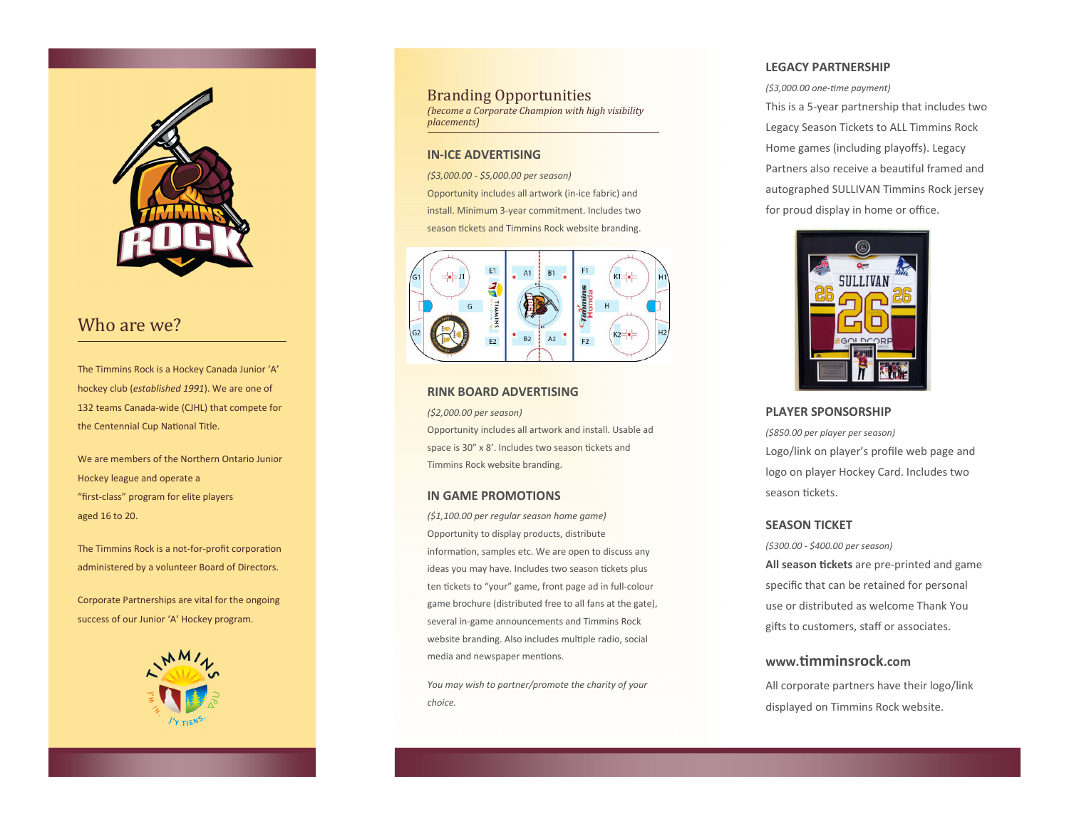## Who are we?

The Timmins Rock is a Hockey Canada Junior 'A' hockey club (*established 1991*). We are one of 132 teams Canada-wide (CJHL) that compete for the Centennial Cup National Title.

We are members of the Northern Ontario Junior Hockey league and operate a "first-class" program for elite players aged 16 to 20.

The Timmins Rock is a not-for-profit corporation administered by a volunteer Board of Directors.

Corporate Partnerships are vital for the ongoing success of our Junior 'A' Hockey program.

## Branding Opportunities

*(become a Corporate Champion with high visibility placements)*

### IN-ICE ADVERTISING

*($3,000.00 - $5,000.00 per season)*

Opportunity includes all artwork (in-ice fabric) and install. Minimum 3-year commitment. Includes two season tickets and Timmins Rock website branding.

### RINK BOARD ADVERTISING

*($2,000.00 per season)*

Opportunity includes all artwork and install. Usable ad space is 30" x 8'. Includes two season tickets and Timmins Rock website branding.

### IN GAME PROMOTIONS

*($1,100.00 per regular season home game)*

Opportunity to display products, distribute information, samples etc. We are open to discuss any ideas you may have. Includes two season tickets plus ten tickets to "your" game, front page ad in full-colour game brochure (distributed free to all fans at the gate), several in-game announcements and Timmins Rock website branding. Also includes multiple radio, social media and newspaper mentions.

*You may wish to partner/promote the charity of your choice.*

### LEGACY PARTNERSHIP

*($3,000.00 one-time payment)*

This is a 5-year partnership that includes two Legacy Season Tickets to ALL Timmins Rock Home games (including playoffs). Legacy Partners also receive a beautiful framed and autographed SULLIVAN Timmins Rock jersey for proud display in home or office.

### PLAYER SPONSORSHIP

*($850.00 per player per season)*

Logo/link on player's profile web page and logo on player Hockey Card. Includes two season tickets.

### SEASON TICKET

*($300.00 - $400.00 per season)*

**All season tickets** are pre-printed and game specific that can be retained for personal use or distributed as welcome Thank You gifts to customers, staff or associates.

### www.timminsrock.com

All corporate partners have their logo/link displayed on Timmins Rock website.